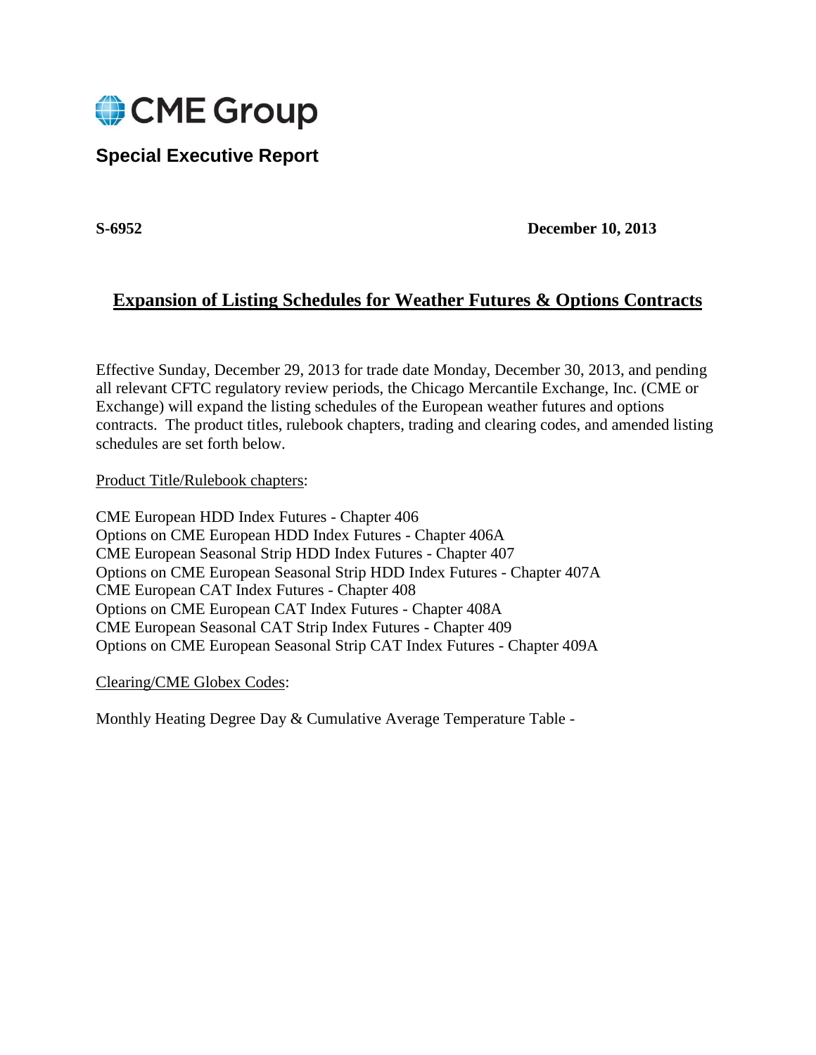CME Group

## Special Executive Report

**S-6952** **December 10, 2013**

# Expansion of Listing Schedules for Weather Futures & Options Contracts

Effective Sunday, December 29, 2013 for trade date Monday, December 30, 2013, and pending all relevant CFTC regulatory review periods, the Chicago Mercantile Exchange, Inc. (CME or Exchange) will expand the listing schedules of the European weather futures and options contracts. The product titles, rulebook chapters, trading and clearing codes, and amended listing schedules are set forth below.

Product Title/Rulebook chapters:

CME European HDD Index Futures - Chapter 406
Options on CME European HDD Index Futures - Chapter 406A
CME European Seasonal Strip HDD Index Futures - Chapter 407
Options on CME European Seasonal Strip HDD Index Futures - Chapter 407A
CME European CAT Index Futures - Chapter 408
Options on CME European CAT Index Futures - Chapter 408A
CME European Seasonal CAT Strip Index Futures - Chapter 409
Options on CME European Seasonal Strip CAT Index Futures - Chapter 409A

Clearing/CME Globex Codes:

Monthly Heating Degree Day & Cumulative Average Temperature Table -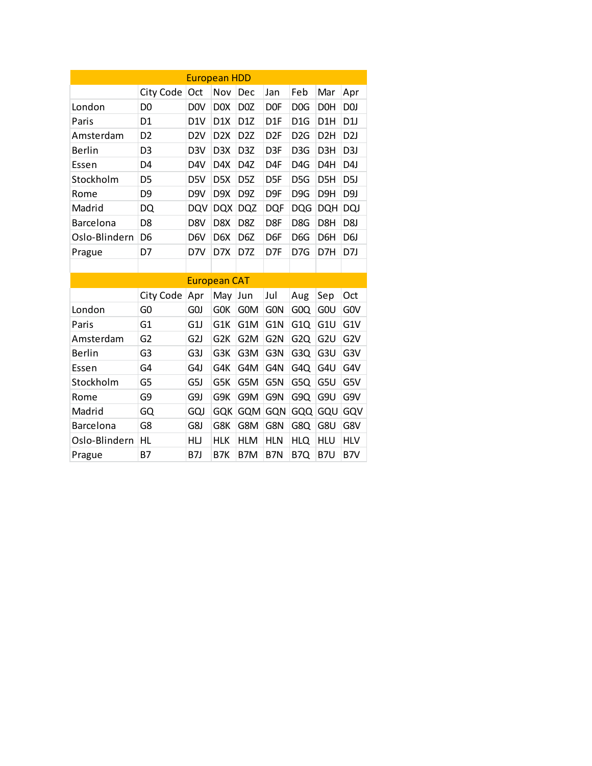| European HDD | | | | | | | | |
|---|---|---|---|---|---|---|---|---|
| | City Code | Oct | Nov | Dec | Jan | Feb | Mar | Apr |
| London | D0 | D0V | D0X | D0Z | D0F | D0G | D0H | D0J |
| Paris | D1 | D1V | D1X | D1Z | D1F | D1G | D1H | D1J |
| Amsterdam | D2 | D2V | D2X | D2Z | D2F | D2G | D2H | D2J |
| Berlin | D3 | D3V | D3X | D3Z | D3F | D3G | D3H | D3J |
| Essen | D4 | D4V | D4X | D4Z | D4F | D4G | D4H | D4J |
| Stockholm | D5 | D5V | D5X | D5Z | D5F | D5G | D5H | D5J |
| Rome | D9 | D9V | D9X | D9Z | D9F | D9G | D9H | D9J |
| Madrid | DQ | DQV | DQX | DQZ | DQF | DQG | DQH | DQJ |
| Barcelona | D8 | D8V | D8X | D8Z | D8F | D8G | D8H | D8J |
| Oslo-Blindern | D6 | D6V | D6X | D6Z | D6F | D6G | D6H | D6J |
| Prague | D7 | D7V | D7X | D7Z | D7F | D7G | D7H | D7J |

| European CAT | | | | | | | | |
|---|---|---|---|---|---|---|---|---|
| | City Code | Apr | May | Jun | Jul | Aug | Sep | Oct |
| London | G0 | G0J | G0K | G0M | G0N | G0Q | G0U | G0V |
| Paris | G1 | G1J | G1K | G1M | G1N | G1Q | G1U | G1V |
| Amsterdam | G2 | G2J | G2K | G2M | G2N | G2Q | G2U | G2V |
| Berlin | G3 | G3J | G3K | G3M | G3N | G3Q | G3U | G3V |
| Essen | G4 | G4J | G4K | G4M | G4N | G4Q | G4U | G4V |
| Stockholm | G5 | G5J | G5K | G5M | G5N | G5Q | G5U | G5V |
| Rome | G9 | G9J | G9K | G9M | G9N | G9Q | G9U | G9V |
| Madrid | GQ | GQJ | GQK | GQM | GQN | GQQ | GQU | GQV |
| Barcelona | G8 | G8J | G8K | G8M | G8N | G8Q | G8U | G8V |
| Oslo-Blindern | HL | HLJ | HLK | HLM | HLN | HLQ | HLU | HLV |
| Prague | B7 | B7J | B7K | B7M | B7N | B7Q | B7U | B7V |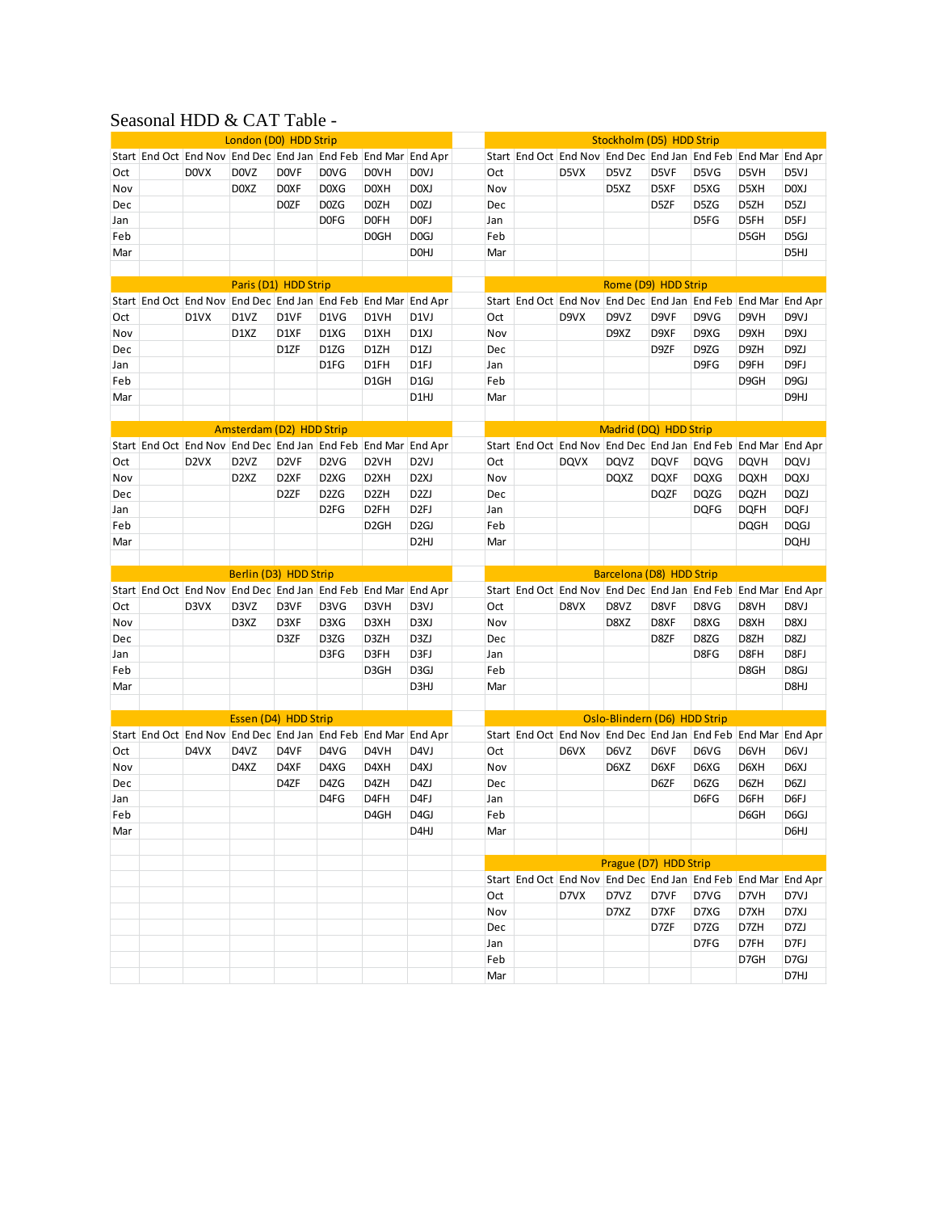# Seasonal HDD & CAT Table -

| London (D0) HDD Strip | | | | | | | |
|---|---|---|---|---|---|---|---|
| Start | End Oct | End Nov | End Dec | End Jan | End Feb | End Mar | End Apr |
| Oct | | D0VX | D0VZ | D0VF | D0VG | D0VH | D0VJ |
| Nov | | | D0XZ | D0XF | D0XG | D0XH | D0XJ |
| Dec | | | | D0ZF | D0ZG | D0ZH | D0ZJ |
| Jan | | | | | D0FG | D0FH | D0FJ |
| Feb | | | | | | D0GH | D0GJ |
| Mar | | | | | | | D0HJ |

| Stockholm (D5) HDD Strip | | | | | | | |
|---|---|---|---|---|---|---|---|
| Start | End Oct | End Nov | End Dec | End Jan | End Feb | End Mar | End Apr |
| Oct | | D5VX | D5VZ | D5VF | D5VG | D5VH | D5VJ |
| Nov | | | D5XZ | D5XF | D5XG | D5XH | D0XJ |
| Dec | | | | D5ZF | D5ZG | D5ZH | D5ZJ |
| Jan | | | | | D5FG | D5FH | D5FJ |
| Feb | | | | | | D5GH | D5GJ |
| Mar | | | | | | | D5HJ |

| Paris (D1) HDD Strip | | | | | | | |
|---|---|---|---|---|---|---|---|
| Start | End Oct | End Nov | End Dec | End Jan | End Feb | End Mar | End Apr |
| Oct | | D1VX | D1VZ | D1VF | D1VG | D1VH | D1VJ |
| Nov | | | D1XZ | D1XF | D1XG | D1XH | D1XJ |
| Dec | | | | D1ZF | D1ZG | D1ZH | D1ZJ |
| Jan | | | | | D1FG | D1FH | D1FJ |
| Feb | | | | | | D1GH | D1GJ |
| Mar | | | | | | | D1HJ |

| Rome (D9) HDD Strip | | | | | | | |
|---|---|---|---|---|---|---|---|
| Start | End Oct | End Nov | End Dec | End Jan | End Feb | End Mar | End Apr |
| Oct | | D9VX | D9VZ | D9VF | D9VG | D9VH | D9VJ |
| Nov | | | D9XZ | D9XF | D9XG | D9XH | D9XJ |
| Dec | | | | D9ZF | D9ZG | D9ZH | D9ZJ |
| Jan | | | | | D9FG | D9FH | D9FJ |
| Feb | | | | | | D9GH | D9GJ |
| Mar | | | | | | | D9HJ |

| Amsterdam (D2) HDD Strip | | | | | | | |
|---|---|---|---|---|---|---|---|
| Start | End Oct | End Nov | End Dec | End Jan | End Feb | End Mar | End Apr |
| Oct | | D2VX | D2VZ | D2VF | D2VG | D2VH | D2VJ |
| Nov | | | D2XZ | D2XF | D2XG | D2XH | D2XJ |
| Dec | | | | D2ZF | D2ZG | D2ZH | D2ZJ |
| Jan | | | | | D2FG | D2FH | D2FJ |
| Feb | | | | | | D2GH | D2GJ |
| Mar | | | | | | | D2HJ |

| Madrid (DQ) HDD Strip | | | | | | | |
|---|---|---|---|---|---|---|---|
| Start | End Oct | End Nov | End Dec | End Jan | End Feb | End Mar | End Apr |
| Oct | | DQVX | DQVZ | DQVF | DQVG | DQVH | DQVJ |
| Nov | | | DQXZ | DQXF | DQXG | DQXH | DQXJ |
| Dec | | | | DQZF | DQZG | DQZH | DQZJ |
| Jan | | | | | DQFG | DQFH | DQFJ |
| Feb | | | | | | DQGH | DQGJ |
| Mar | | | | | | | DQHJ |

| Berlin (D3) HDD Strip | | | | | | | |
|---|---|---|---|---|---|---|---|
| Start | End Oct | End Nov | End Dec | End Jan | End Feb | End Mar | End Apr |
| Oct | | D3VX | D3VZ | D3VF | D3VG | D3VH | D3VJ |
| Nov | | | D3XZ | D3XF | D3XG | D3XH | D3XJ |
| Dec | | | | D3ZF | D3ZG | D3ZH | D3ZJ |
| Jan | | | | | D3FG | D3FH | D3FJ |
| Feb | | | | | | D3GH | D3GJ |
| Mar | | | | | | | D3HJ |

| Barcelona (D8) HDD Strip | | | | | | | |
|---|---|---|---|---|---|---|---|
| Start | End Oct | End Nov | End Dec | End Jan | End Feb | End Mar | End Apr |
| Oct | | D8VX | D8VZ | D8VF | D8VG | D8VH | D8VJ |
| Nov | | | D8XZ | D8XF | D8XG | D8XH | D8XJ |
| Dec | | | | D8ZF | D8ZG | D8ZH | D8ZJ |
| Jan | | | | | D8FG | D8FH | D8FJ |
| Feb | | | | | | D8GH | D8GJ |
| Mar | | | | | | | D8HJ |

| Essen (D4) HDD Strip | | | | | | | |
|---|---|---|---|---|---|---|---|
| Start | End Oct | End Nov | End Dec | End Jan | End Feb | End Mar | End Apr |
| Oct | | D4VX | D4VZ | D4VF | D4VG | D4VH | D4VJ |
| Nov | | | D4XZ | D4XF | D4XG | D4XH | D4XJ |
| Dec | | | | D4ZF | D4ZG | D4ZH | D4ZJ |
| Jan | | | | | D4FG | D4FH | D4FJ |
| Feb | | | | | | D4GH | D4GJ |
| Mar | | | | | | | D4HJ |

| Oslo-Blindern (D6) HDD Strip | | | | | | | |
|---|---|---|---|---|---|---|---|
| Start | End Oct | End Nov | End Dec | End Jan | End Feb | End Mar | End Apr |
| Oct | | D6VX | D6VZ | D6VF | D6VG | D6VH | D6VJ |
| Nov | | | D6XZ | D6XF | D6XG | D6XH | D6XJ |
| Dec | | | | D6ZF | D6ZG | D6ZH | D6ZJ |
| Jan | | | | | D6FG | D6FH | D6FJ |
| Feb | | | | | | D6GH | D6GJ |
| Mar | | | | | | | D6HJ |

| Prague (D7) HDD Strip | | | | | | | |
|---|---|---|---|---|---|---|---|
| Start | End Oct | End Nov | End Dec | End Jan | End Feb | End Mar | End Apr |
| Oct | | D7VX | D7VZ | D7VF | D7VG | D7VH | D7VJ |
| Nov | | | D7XZ | D7XF | D7XG | D7XH | D7XJ |
| Dec | | | | D7ZF | D7ZG | D7ZH | D7ZJ |
| Jan | | | | | D7FG | D7FH | D7FJ |
| Feb | | | | | | D7GH | D7GJ |
| Mar | | | | | | | D7HJ |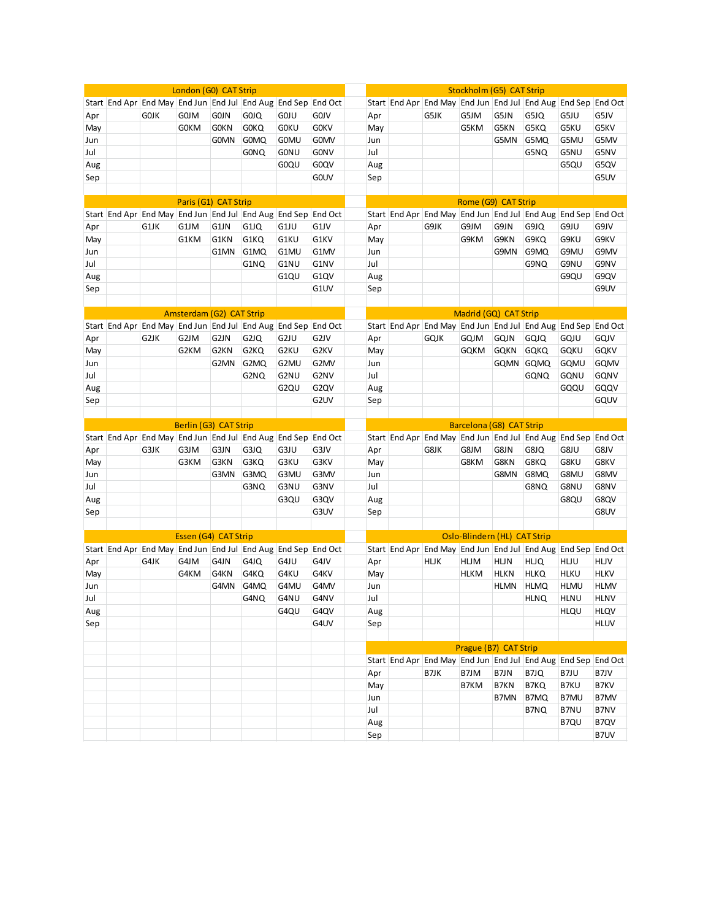## London (G0) CAT Strip

| Start | End Apr | End May | End Jun | End Jul | End Aug | End Sep | End Oct |
|---|---|---|---|---|---|---|---|
| Apr | | G0JK | G0JM | G0JN | G0JQ | G0JU | G0JV |
| May | | | G0KM | G0KN | G0KQ | G0KU | G0KV |
| Jun | | | | G0MN | G0MQ | G0MU | G0MV |
| Jul | | | | | G0NQ | G0NU | G0NV |
| Aug | | | | | | G0QU | G0QV |
| Sep | | | | | | | G0UV |

## Paris (G1) CAT Strip

| Start | End Apr | End May | End Jun | End Jul | End Aug | End Sep | End Oct |
|---|---|---|---|---|---|---|---|
| Apr | | G1JK | G1JM | G1JN | G1JQ | G1JU | G1JV |
| May | | | G1KM | G1KN | G1KQ | G1KU | G1KV |
| Jun | | | | G1MN | G1MQ | G1MU | G1MV |
| Jul | | | | | G1NQ | G1NU | G1NV |
| Aug | | | | | | G1QU | G1QV |
| Sep | | | | | | | G1UV |

## Amsterdam (G2) CAT Strip

| Start | End Apr | End May | End Jun | End Jul | End Aug | End Sep | End Oct |
|---|---|---|---|---|---|---|---|
| Apr | | G2JK | G2JM | G2JN | G2JQ | G2JU | G2JV |
| May | | | G2KM | G2KN | G2KQ | G2KU | G2KV |
| Jun | | | | G2MN | G2MQ | G2MU | G2MV |
| Jul | | | | | G2NQ | G2NU | G2NV |
| Aug | | | | | | G2QU | G2QV |
| Sep | | | | | | | G2UV |

## Berlin (G3) CAT Strip

| Start | End Apr | End May | End Jun | End Jul | End Aug | End Sep | End Oct |
|---|---|---|---|---|---|---|---|
| Apr | | G3JK | G3JM | G3JN | G3JQ | G3JU | G3JV |
| May | | | G3KM | G3KN | G3KQ | G3KU | G3KV |
| Jun | | | | G3MN | G3MQ | G3MU | G3MV |
| Jul | | | | | G3NQ | G3NU | G3NV |
| Aug | | | | | | G3QU | G3QV |
| Sep | | | | | | | G3UV |

## Essen (G4) CAT Strip

| Start | End Apr | End May | End Jun | End Jul | End Aug | End Sep | End Oct |
|---|---|---|---|---|---|---|---|
| Apr | | G4JK | G4JM | G4JN | G4JQ | G4JU | G4JV |
| May | | | G4KM | G4KN | G4KQ | G4KU | G4KV |
| Jun | | | | G4MN | G4MQ | G4MU | G4MV |
| Jul | | | | | G4NQ | G4NU | G4NV |
| Aug | | | | | | G4QU | G4QV |
| Sep | | | | | | | G4UV |

## Stockholm (G5) CAT Strip

| Start | End Apr | End May | End Jun | End Jul | End Aug | End Sep | End Oct |
|---|---|---|---|---|---|---|---|
| Apr | | G5JK | G5JM | G5JN | G5JQ | G5JU | G5JV |
| May | | | G5KM | G5KN | G5KQ | G5KU | G5KV |
| Jun | | | | G5MN | G5MQ | G5MU | G5MV |
| Jul | | | | | G5NQ | G5NU | G5NV |
| Aug | | | | | | G5QU | G5QV |
| Sep | | | | | | | G5UV |

## Rome (G9) CAT Strip

| Start | End Apr | End May | End Jun | End Jul | End Aug | End Sep | End Oct |
|---|---|---|---|---|---|---|---|
| Apr | | G9JK | G9JM | G9JN | G9JQ | G9JU | G9JV |
| May | | | G9KM | G9KN | G9KQ | G9KU | G9KV |
| Jun | | | | G9MN | G9MQ | G9MU | G9MV |
| Jul | | | | | G9NQ | G9NU | G9NV |
| Aug | | | | | | G9QU | G9QV |
| Sep | | | | | | | G9UV |

## Madrid (GQ) CAT Strip

| Start | End Apr | End May | End Jun | End Jul | End Aug | End Sep | End Oct |
|---|---|---|---|---|---|---|---|
| Apr | | GQJK | GQJM | GQJN | GQJQ | GQJU | GQJV |
| May | | | GQKM | GQKN | GQKQ | GQKU | GQKV |
| Jun | | | | GQMN | GQMQ | GQMU | GQMV |
| Jul | | | | | GQNQ | GQNU | GQNV |
| Aug | | | | | | GQQU | GQQV |
| Sep | | | | | | | GQUV |

## Barcelona (G8) CAT Strip

| Start | End Apr | End May | End Jun | End Jul | End Aug | End Sep | End Oct |
|---|---|---|---|---|---|---|---|
| Apr | | G8JK | G8JM | G8JN | G8JQ | G8JU | G8JV |
| May | | | G8KM | G8KN | G8KQ | G8KU | G8KV |
| Jun | | | | G8MN | G8MQ | G8MU | G8MV |
| Jul | | | | | G8NQ | G8NU | G8NV |
| Aug | | | | | | G8QU | G8QV |
| Sep | | | | | | | G8UV |

## Oslo-Blindern (HL) CAT Strip

| Start | End Apr | End May | End Jun | End Jul | End Aug | End Sep | End Oct |
|---|---|---|---|---|---|---|---|
| Apr | | HLJK | HLJM | HLJN | HLJQ | HLJU | HLJV |
| May | | | HLKM | HLKN | HLKQ | HLKU | HLKV |
| Jun | | | | HLMN | HLMQ | HLMU | HLMV |
| Jul | | | | | HLNQ | HLNU | HLNV |
| Aug | | | | | | HLQU | HLQV |
| Sep | | | | | | | HLUV |

## Prague (B7) CAT Strip

| Start | End Apr | End May | End Jun | End Jul | End Aug | End Sep | End Oct |
|---|---|---|---|---|---|---|---|
| Apr | | B7JK | B7JM | B7JN | B7JQ | B7JU | B7JV |
| May | | | B7KM | B7KN | B7KQ | B7KU | B7KV |
| Jun | | | | B7MN | B7MQ | B7MU | B7MV |
| Jul | | | | | B7NQ | B7NU | B7NV |
| Aug | | | | | | B7QU | B7QV |
| Sep | | | | | | | B7UV |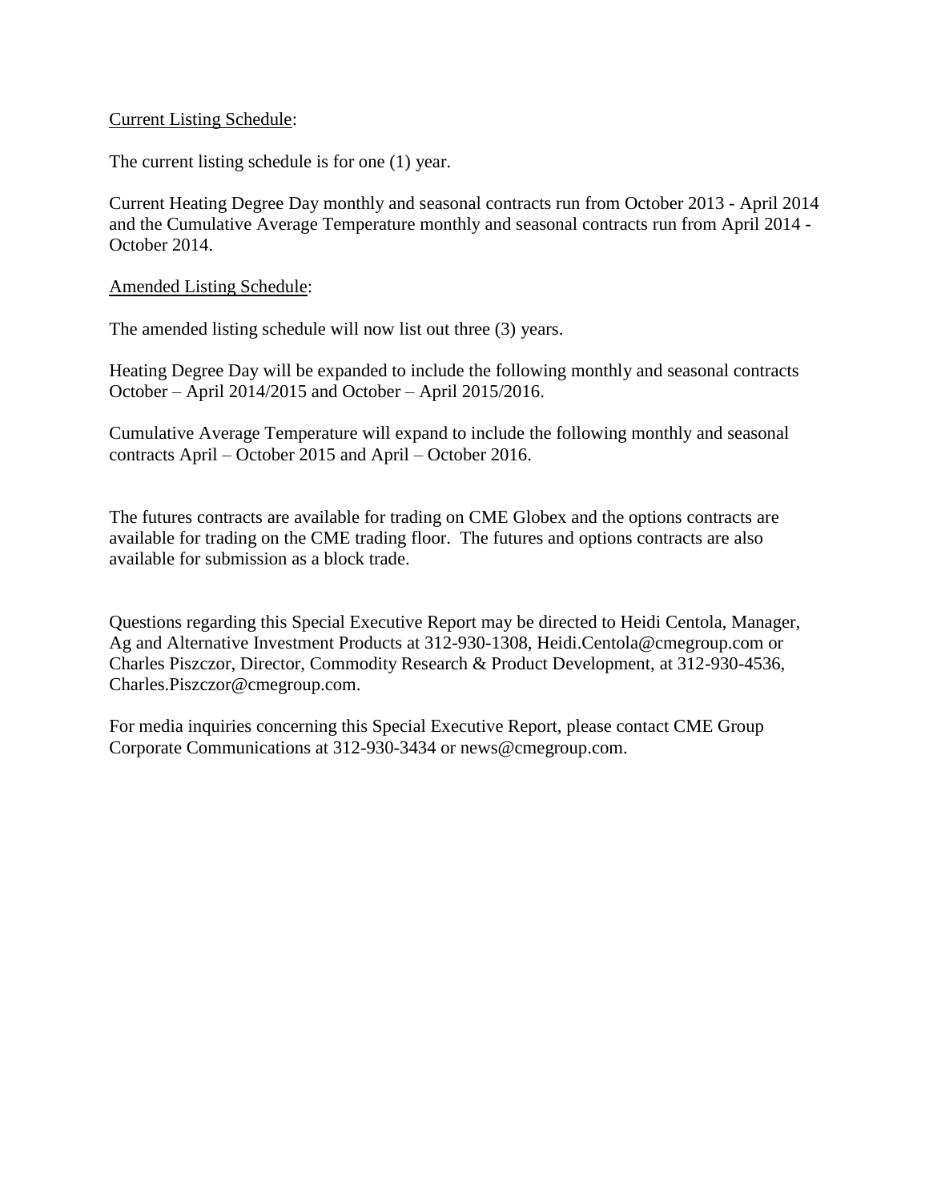Current Listing Schedule:

The current listing schedule is for one (1) year.

Current Heating Degree Day monthly and seasonal contracts run from October 2013 - April 2014 and the Cumulative Average Temperature monthly and seasonal contracts run from April 2014 - October 2014.

Amended Listing Schedule:

The amended listing schedule will now list out three (3) years.

Heating Degree Day will be expanded to include the following monthly and seasonal contracts October – April 2014/2015 and October – April 2015/2016.

Cumulative Average Temperature will expand to include the following monthly and seasonal contracts April – October 2015 and April – October 2016.

The futures contracts are available for trading on CME Globex and the options contracts are available for trading on the CME trading floor. The futures and options contracts are also available for submission as a block trade.

Questions regarding this Special Executive Report may be directed to Heidi Centola, Manager, Ag and Alternative Investment Products at 312-930-1308, Heidi.Centola@cmegroup.com or Charles Piszczor, Director, Commodity Research & Product Development, at 312-930-4536, Charles.Piszczor@cmegroup.com.

For media inquiries concerning this Special Executive Report, please contact CME Group Corporate Communications at 312-930-3434 or news@cmegroup.com.